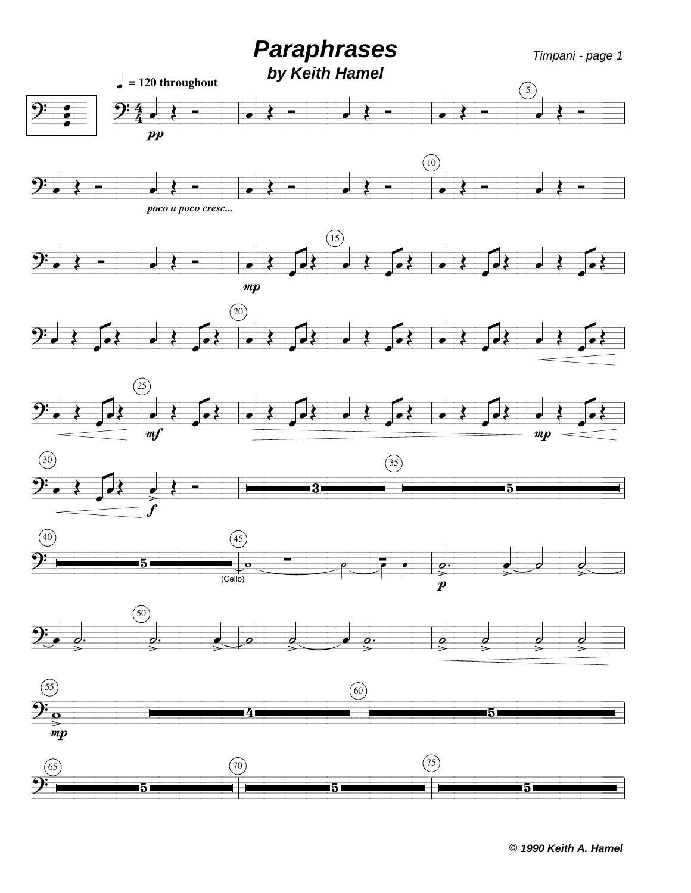# *Paraphrases*

### *by Keith Hamel*

*Timpani - page 1*

♩ = 120 throughout

*© 1990 Keith A. Hamel*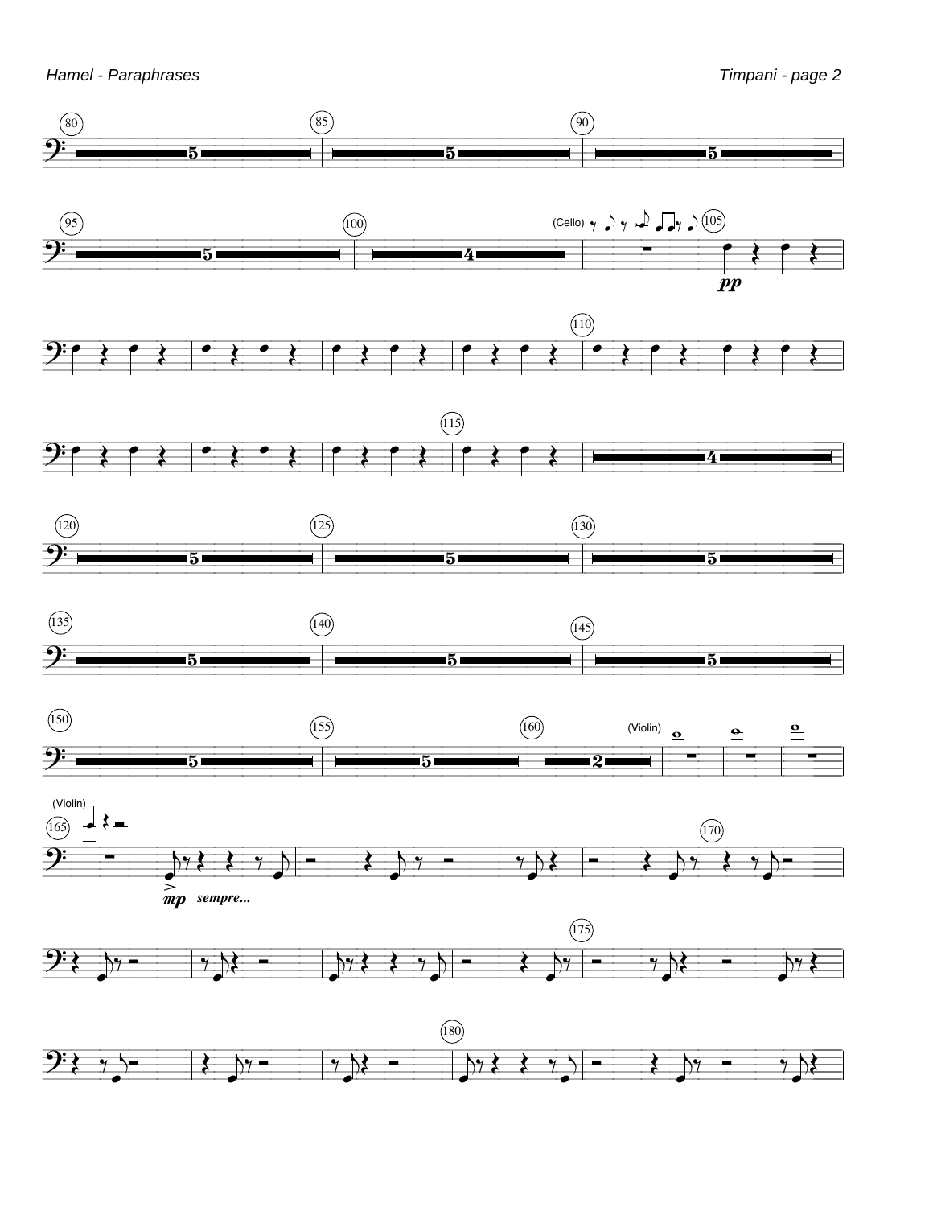(Cello)

*pp*

(Violin)

(Violin)

*mp* *sempre...*